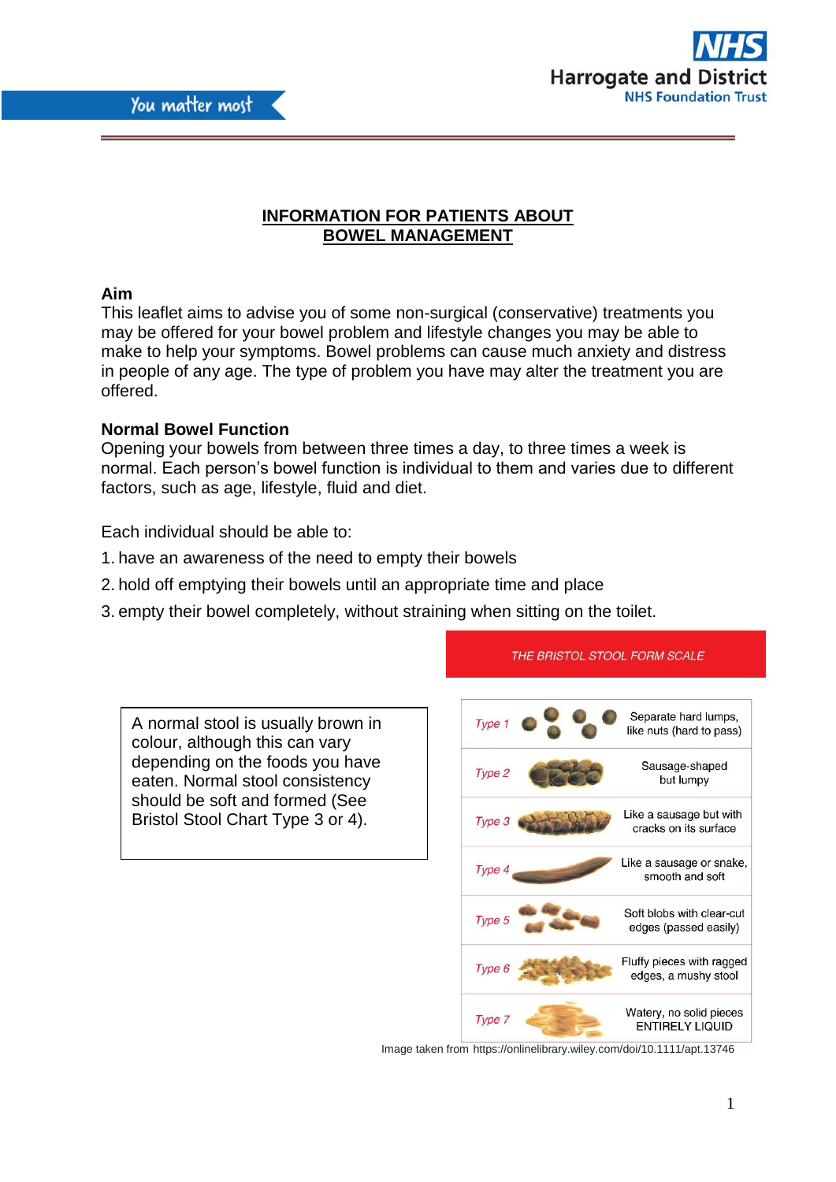# INFORMATION FOR PATIENTS ABOUT BOWEL MANAGEMENT

**Aim**

This leaflet aims to advise you of some non-surgical (conservative) treatments you may be offered for your bowel problem and lifestyle changes you may be able to make to help your symptoms. Bowel problems can cause much anxiety and distress in people of any age. The type of problem you have may alter the treatment you are offered.

**Normal Bowel Function**

Opening your bowels from between three times a day, to three times a week is normal. Each person's bowel function is individual to them and varies due to different factors, such as age, lifestyle, fluid and diet.

Each individual should be able to:

1. have an awareness of the need to empty their bowels
2. hold off emptying their bowels until an appropriate time and place
3. empty their bowel completely, without straining when sitting on the toilet.

A normal stool is usually brown in colour, although this can vary depending on the foods you have eaten. Normal stool consistency should be soft and formed (See Bristol Stool Chart Type 3 or 4).

*THE BRISTOL STOOL FORM SCALE*

| Type | Description |
| --- | --- |
| *Type 1* | Separate hard lumps, like nuts (hard to pass) |
| *Type 2* | Sausage-shaped but lumpy |
| *Type 3* | Like a sausage but with cracks on its surface |
| *Type 4* | Like a sausage or snake, smooth and soft |
| *Type 5* | Soft blobs with clear-cut edges (passed easily) |
| *Type 6* | Fluffy pieces with ragged edges, a mushy stool |
| *Type 7* | Watery, no solid pieces ENTIRELY LIQUID |

Image taken from https://onlinelibrary.wiley.com/doi/10.1111/apt.13746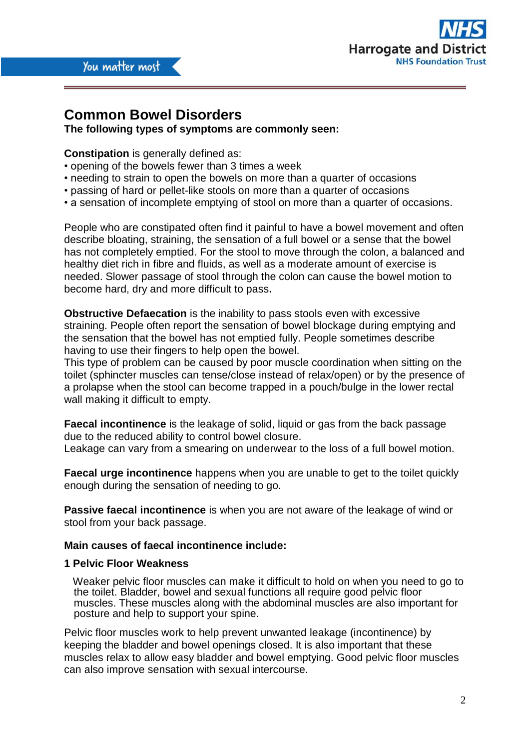# Common Bowel Disorders

**The following types of symptoms are commonly seen:**

**Constipation** is generally defined as:

- opening of the bowels fewer than 3 times a week
- needing to strain to open the bowels on more than a quarter of occasions
- passing of hard or pellet-like stools on more than a quarter of occasions
- a sensation of incomplete emptying of stool on more than a quarter of occasions.

People who are constipated often find it painful to have a bowel movement and often describe bloating, straining, the sensation of a full bowel or a sense that the bowel has not completely emptied. For the stool to move through the colon, a balanced and healthy diet rich in fibre and fluids, as well as a moderate amount of exercise is needed. Slower passage of stool through the colon can cause the bowel motion to become hard, dry and more difficult to pass.

**Obstructive Defaecation** is the inability to pass stools even with excessive straining. People often report the sensation of bowel blockage during emptying and the sensation that the bowel has not emptied fully. People sometimes describe having to use their fingers to help open the bowel.
This type of problem can be caused by poor muscle coordination when sitting on the toilet (sphincter muscles can tense/close instead of relax/open) or by the presence of a prolapse when the stool can become trapped in a pouch/bulge in the lower rectal wall making it difficult to empty.

**Faecal incontinence** is the leakage of solid, liquid or gas from the back passage due to the reduced ability to control bowel closure.
Leakage can vary from a smearing on underwear to the loss of a full bowel motion.

**Faecal urge incontinence** happens when you are unable to get to the toilet quickly enough during the sensation of needing to go.

**Passive faecal incontinence** is when you are not aware of the leakage of wind or stool from your back passage.

**Main causes of faecal incontinence include:**

**1 Pelvic Floor Weakness**

Weaker pelvic floor muscles can make it difficult to hold on when you need to go to the toilet. Bladder, bowel and sexual functions all require good pelvic floor muscles. These muscles along with the abdominal muscles are also important for posture and help to support your spine.

Pelvic floor muscles work to help prevent unwanted leakage (incontinence) by keeping the bladder and bowel openings closed. It is also important that these muscles relax to allow easy bladder and bowel emptying. Good pelvic floor muscles can also improve sensation with sexual intercourse.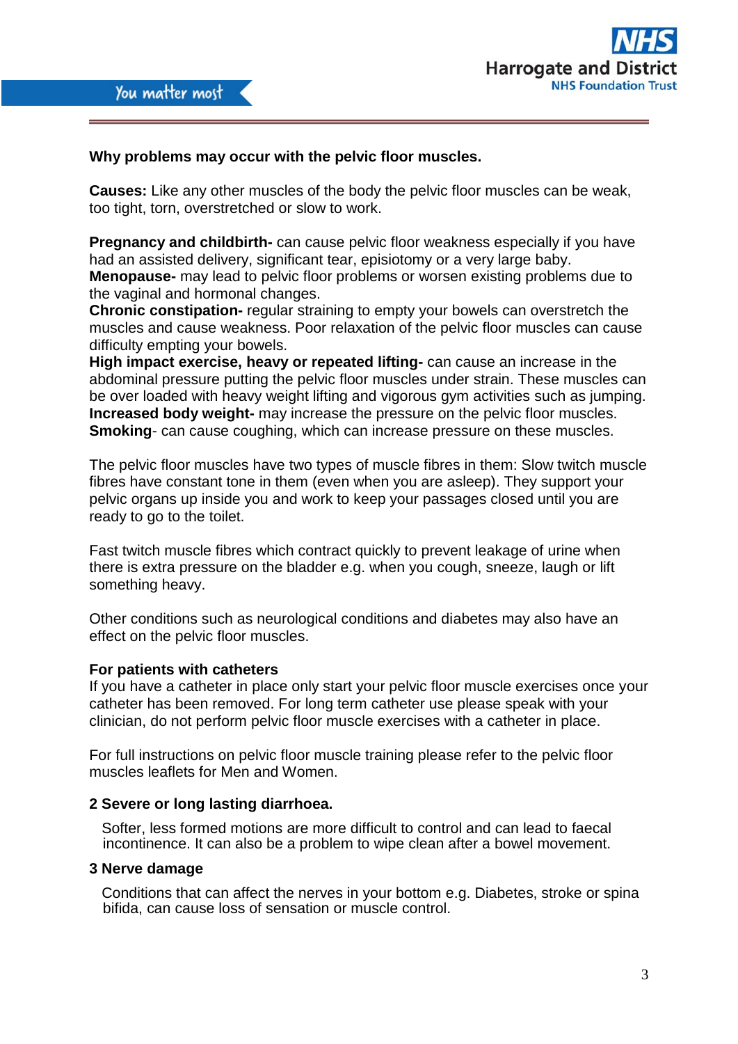**Why problems may occur with the pelvic floor muscles.**

**Causes:** Like any other muscles of the body the pelvic floor muscles can be weak, too tight, torn, overstretched or slow to work.

**Pregnancy and childbirth-** can cause pelvic floor weakness especially if you have had an assisted delivery, significant tear, episiotomy or a very large baby.
**Menopause-** may lead to pelvic floor problems or worsen existing problems due to the vaginal and hormonal changes.
**Chronic constipation-** regular straining to empty your bowels can overstretch the muscles and cause weakness. Poor relaxation of the pelvic floor muscles can cause difficulty emptying your bowels.
**High impact exercise, heavy or repeated lifting-** can cause an increase in the abdominal pressure putting the pelvic floor muscles under strain. These muscles can be over loaded with heavy weight lifting and vigorous gym activities such as jumping.
**Increased body weight-** may increase the pressure on the pelvic floor muscles.
**Smoking**- can cause coughing, which can increase pressure on these muscles.

The pelvic floor muscles have two types of muscle fibres in them: Slow twitch muscle fibres have constant tone in them (even when you are asleep). They support your pelvic organs up inside you and work to keep your passages closed until you are ready to go to the toilet.

Fast twitch muscle fibres which contract quickly to prevent leakage of urine when there is extra pressure on the bladder e.g. when you cough, sneeze, laugh or lift something heavy.

Other conditions such as neurological conditions and diabetes may also have an effect on the pelvic floor muscles.

**For patients with catheters**
If you have a catheter in place only start your pelvic floor muscle exercises once your catheter has been removed. For long term catheter use please speak with your clinician, do not perform pelvic floor muscle exercises with a catheter in place.

For full instructions on pelvic floor muscle training please refer to the pelvic floor muscles leaflets for Men and Women.

**2 Severe or long lasting diarrhoea.**

Softer, less formed motions are more difficult to control and can lead to faecal incontinence. It can also be a problem to wipe clean after a bowel movement.

**3 Nerve damage**

Conditions that can affect the nerves in your bottom e.g. Diabetes, stroke or spina bifida, can cause loss of sensation or muscle control.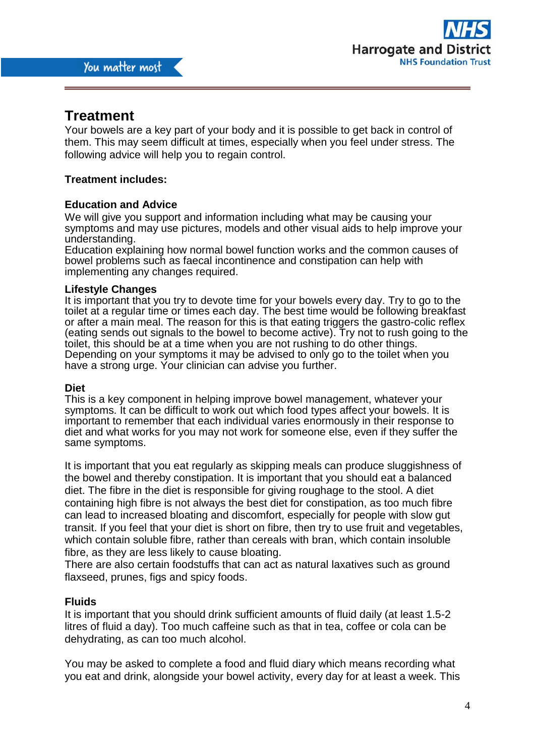## Treatment

Your bowels are a key part of your body and it is possible to get back in control of them. This may seem difficult at times, especially when you feel under stress. The following advice will help you to regain control.

**Treatment includes:**

**Education and Advice**

We will give you support and information including what may be causing your symptoms and may use pictures, models and other visual aids to help improve your understanding.

Education explaining how normal bowel function works and the common causes of bowel problems such as faecal incontinence and constipation can help with implementing any changes required.

**Lifestyle Changes**

It is important that you try to devote time for your bowels every day. Try to go to the toilet at a regular time or times each day. The best time would be following breakfast or after a main meal. The reason for this is that eating triggers the gastro-colic reflex (eating sends out signals to the bowel to become active). Try not to rush going to the toilet, this should be at a time when you are not rushing to do other things.

Depending on your symptoms it may be advised to only go to the toilet when you have a strong urge. Your clinician can advise you further.

**Diet**

This is a key component in helping improve bowel management, whatever your symptoms. It can be difficult to work out which food types affect your bowels. It is important to remember that each individual varies enormously in their response to diet and what works for you may not work for someone else, even if they suffer the same symptoms.

It is important that you eat regularly as skipping meals can produce sluggishness of the bowel and thereby constipation. It is important that you should eat a balanced diet. The fibre in the diet is responsible for giving roughage to the stool. A diet containing high fibre is not always the best diet for constipation, as too much fibre can lead to increased bloating and discomfort, especially for people with slow gut transit. If you feel that your diet is short on fibre, then try to use fruit and vegetables, which contain soluble fibre, rather than cereals with bran, which contain insoluble fibre, as they are less likely to cause bloating.

There are also certain foodstuffs that can act as natural laxatives such as ground flaxseed, prunes, figs and spicy foods.

**Fluids**

It is important that you should drink sufficient amounts of fluid daily (at least 1.5-2 litres of fluid a day). Too much caffeine such as that in tea, coffee or cola can be dehydrating, as can too much alcohol.

You may be asked to complete a food and fluid diary which means recording what you eat and drink, alongside your bowel activity, every day for at least a week. This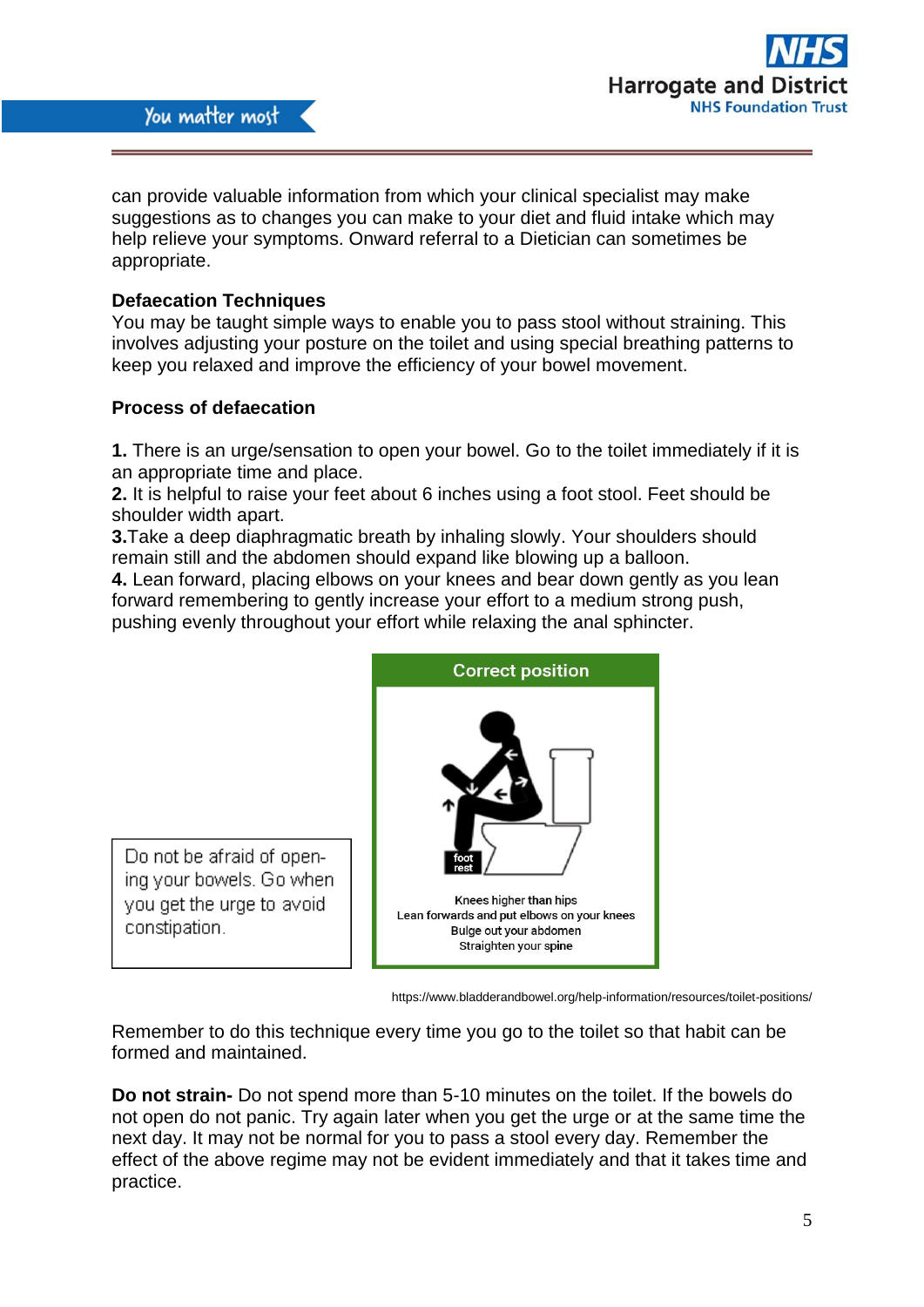can provide valuable information from which your clinical specialist may make suggestions as to changes you can make to your diet and fluid intake which may help relieve your symptoms. Onward referral to a Dietician can sometimes be appropriate.

**Defaecation Techniques**

You may be taught simple ways to enable you to pass stool without straining. This involves adjusting your posture on the toilet and using special breathing patterns to keep you relaxed and improve the efficiency of your bowel movement.

**Process of defaecation**

**1.** There is an urge/sensation to open your bowel. Go to the toilet immediately if it is an appropriate time and place.
**2.** It is helpful to raise your feet about 6 inches using a foot stool. Feet should be shoulder width apart.
**3.**Take a deep diaphragmatic breath by inhaling slowly. Your shoulders should remain still and the abdomen should expand like blowing up a balloon.
**4.** Lean forward, placing elbows on your knees and bear down gently as you lean forward remembering to gently increase your effort to a medium strong push, pushing evenly throughout your effort while relaxing the anal sphincter.

Do not be afraid of opening your bowels. Go when you get the urge to avoid constipation.

**Correct position**

foot rest

Knees higher than hips
Lean forwards and put elbows on your knees
Bulge out your abdomen
Straighten your spine

https://www.bladderandbowel.org/help-information/resources/toilet-positions/

Remember to do this technique every time you go to the toilet so that habit can be formed and maintained.

**Do not strain-** Do not spend more than 5-10 minutes on the toilet. If the bowels do not open do not panic. Try again later when you get the urge or at the same time the next day. It may not be normal for you to pass a stool every day. Remember the effect of the above regime may not be evident immediately and that it takes time and practice.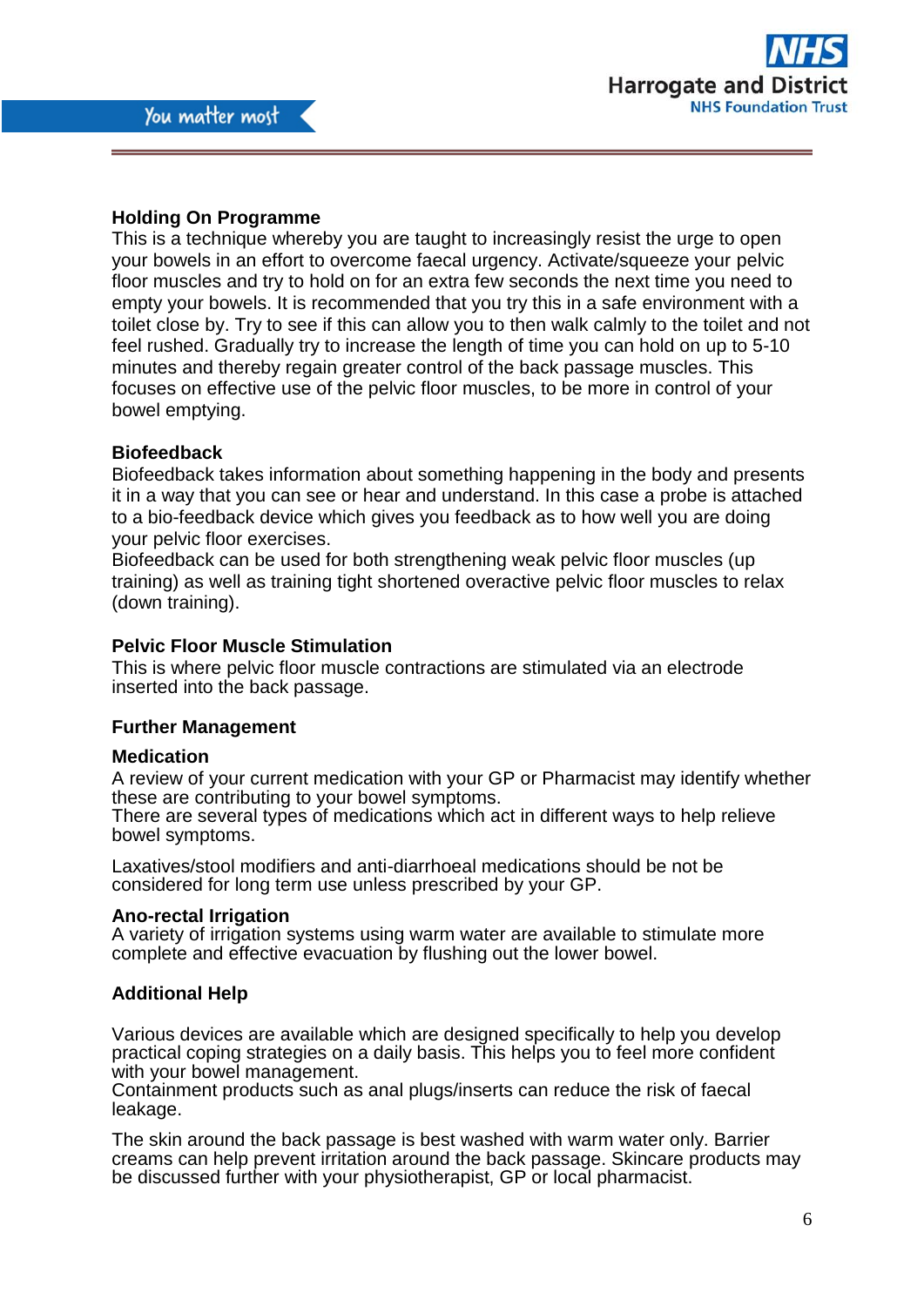### Holding On Programme

This is a technique whereby you are taught to increasingly resist the urge to open your bowels in an effort to overcome faecal urgency. Activate/squeeze your pelvic floor muscles and try to hold on for an extra few seconds the next time you need to empty your bowels. It is recommended that you try this in a safe environment with a toilet close by. Try to see if this can allow you to then walk calmly to the toilet and not feel rushed. Gradually try to increase the length of time you can hold on up to 5-10 minutes and thereby regain greater control of the back passage muscles. This focuses on effective use of the pelvic floor muscles, to be more in control of your bowel emptying.

### Biofeedback

Biofeedback takes information about something happening in the body and presents it in a way that you can see or hear and understand. In this case a probe is attached to a bio-feedback device which gives you feedback as to how well you are doing your pelvic floor exercises.
Biofeedback can be used for both strengthening weak pelvic floor muscles (up training) as well as training tight shortened overactive pelvic floor muscles to relax (down training).

### Pelvic Floor Muscle Stimulation

This is where pelvic floor muscle contractions are stimulated via an electrode inserted into the back passage.

## Further Management

### Medication

A review of your current medication with your GP or Pharmacist may identify whether these are contributing to your bowel symptoms.
There are several types of medications which act in different ways to help relieve bowel symptoms.

Laxatives/stool modifiers and anti-diarrhoeal medications should be not be considered for long term use unless prescribed by your GP.

### Ano-rectal Irrigation

A variety of irrigation systems using warm water are available to stimulate more complete and effective evacuation by flushing out the lower bowel.

### Additional Help

Various devices are available which are designed specifically to help you develop practical coping strategies on a daily basis. This helps you to feel more confident with your bowel management.
Containment products such as anal plugs/inserts can reduce the risk of faecal leakage.

The skin around the back passage is best washed with warm water only. Barrier creams can help prevent irritation around the back passage. Skincare products may be discussed further with your physiotherapist, GP or local pharmacist.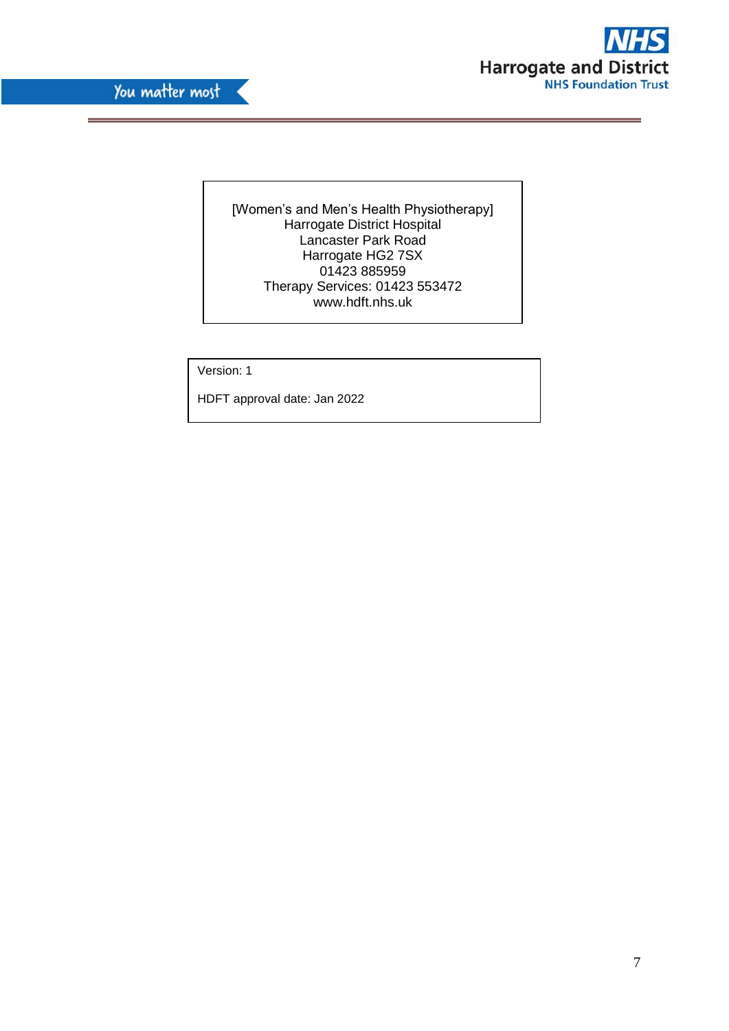[Women’s and Men’s Health Physiotherapy]
Harrogate District Hospital
Lancaster Park Road
Harrogate HG2 7SX
01423 885959
Therapy Services: 01423 553472
www.hdft.nhs.uk

Version: 1

HDFT approval date: Jan 2022